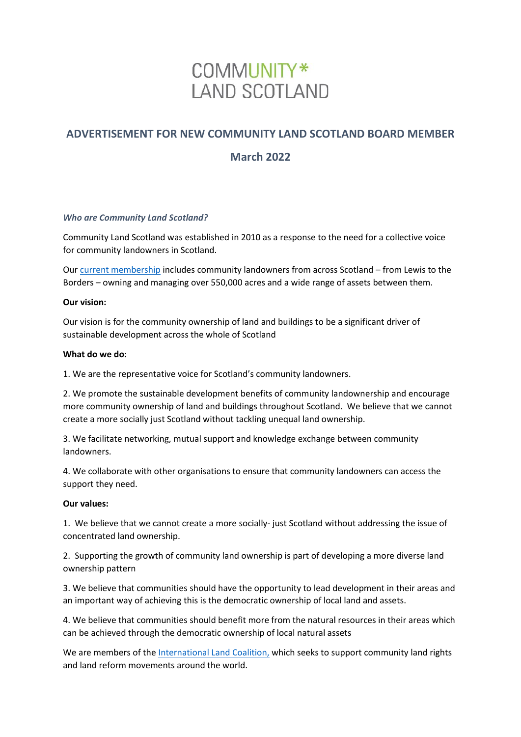COMMUNITY*
LAND SCOTLAND

## ADVERTISEMENT FOR NEW COMMUNITY LAND SCOTLAND BOARD MEMBER

## March 2022

### *Who are Community Land Scotland?*

Community Land Scotland was established in 2010 as a response to the need for a collective voice for community landowners in Scotland.

Our current membership includes community landowners from across Scotland – from Lewis to the Borders – owning and managing over 550,000 acres and a wide range of assets between them.

**Our vision:**

Our vision is for the community ownership of land and buildings to be a significant driver of sustainable development across the whole of Scotland

**What do we do:**

1. We are the representative voice for Scotland's community landowners.

2. We promote the sustainable development benefits of community landownership and encourage more community ownership of land and buildings throughout Scotland. We believe that we cannot create a more socially just Scotland without tackling unequal land ownership.

3. We facilitate networking, mutual support and knowledge exchange between community landowners.

4. We collaborate with other organisations to ensure that community landowners can access the support they need.

**Our values:**

1. We believe that we cannot create a more socially- just Scotland without addressing the issue of concentrated land ownership.

2. Supporting the growth of community land ownership is part of developing a more diverse land ownership pattern

3. We believe that communities should have the opportunity to lead development in their areas and an important way of achieving this is the democratic ownership of local land and assets.

4. We believe that communities should benefit more from the natural resources in their areas which can be achieved through the democratic ownership of local natural assets

We are members of the International Land Coalition, which seeks to support community land rights and land reform movements around the world.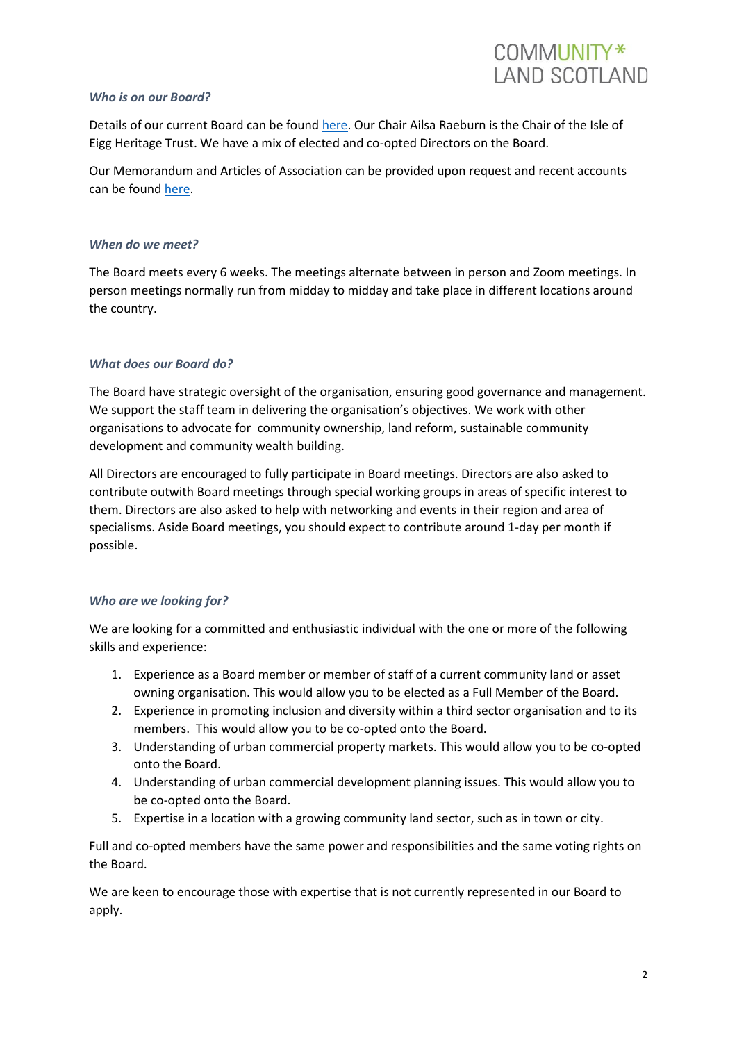### *Who is on our Board?*

Details of our current Board can be found here. Our Chair Ailsa Raeburn is the Chair of the Isle of Eigg Heritage Trust. We have a mix of elected and co-opted Directors on the Board.

Our Memorandum and Articles of Association can be provided upon request and recent accounts can be found here.

### *When do we meet?*

The Board meets every 6 weeks. The meetings alternate between in person and Zoom meetings. In person meetings normally run from midday to midday and take place in different locations around the country.

### *What does our Board do?*

The Board have strategic oversight of the organisation, ensuring good governance and management. We support the staff team in delivering the organisation's objectives. We work with other organisations to advocate for community ownership, land reform, sustainable community development and community wealth building.

All Directors are encouraged to fully participate in Board meetings. Directors are also asked to contribute outwith Board meetings through special working groups in areas of specific interest to them. Directors are also asked to help with networking and events in their region and area of specialisms. Aside Board meetings, you should expect to contribute around 1-day per month if possible.

### *Who are we looking for?*

We are looking for a committed and enthusiastic individual with the one or more of the following skills and experience:

1. Experience as a Board member or member of staff of a current community land or asset owning organisation. This would allow you to be elected as a Full Member of the Board.
2. Experience in promoting inclusion and diversity within a third sector organisation and to its members. This would allow you to be co-opted onto the Board.
3. Understanding of urban commercial property markets. This would allow you to be co-opted onto the Board.
4. Understanding of urban commercial development planning issues. This would allow you to be co-opted onto the Board.
5. Expertise in a location with a growing community land sector, such as in town or city.

Full and co-opted members have the same power and responsibilities and the same voting rights on the Board.

We are keen to encourage those with expertise that is not currently represented in our Board to apply.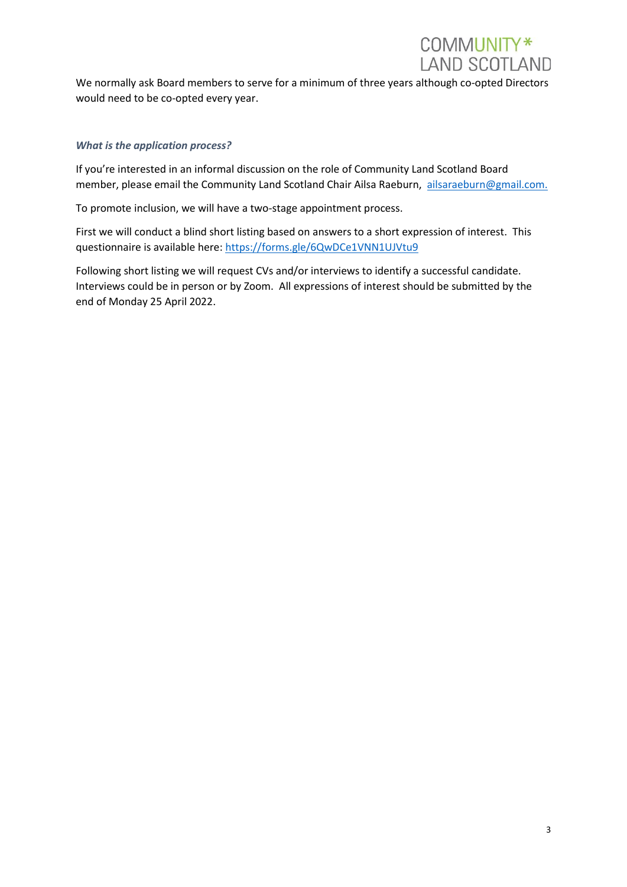We normally ask Board members to serve for a minimum of three years although co-opted Directors would need to be co-opted every year.

### *What is the application process?*

If you're interested in an informal discussion on the role of Community Land Scotland Board member, please email the Community Land Scotland Chair Ailsa Raeburn, ailsaraeburn@gmail.com.

To promote inclusion, we will have a two-stage appointment process.

First we will conduct a blind short listing based on answers to a short expression of interest. This questionnaire is available here: https://forms.gle/6QwDCe1VNN1UJVtu9

Following short listing we will request CVs and/or interviews to identify a successful candidate. Interviews could be in person or by Zoom. All expressions of interest should be submitted by the end of Monday 25 April 2022.